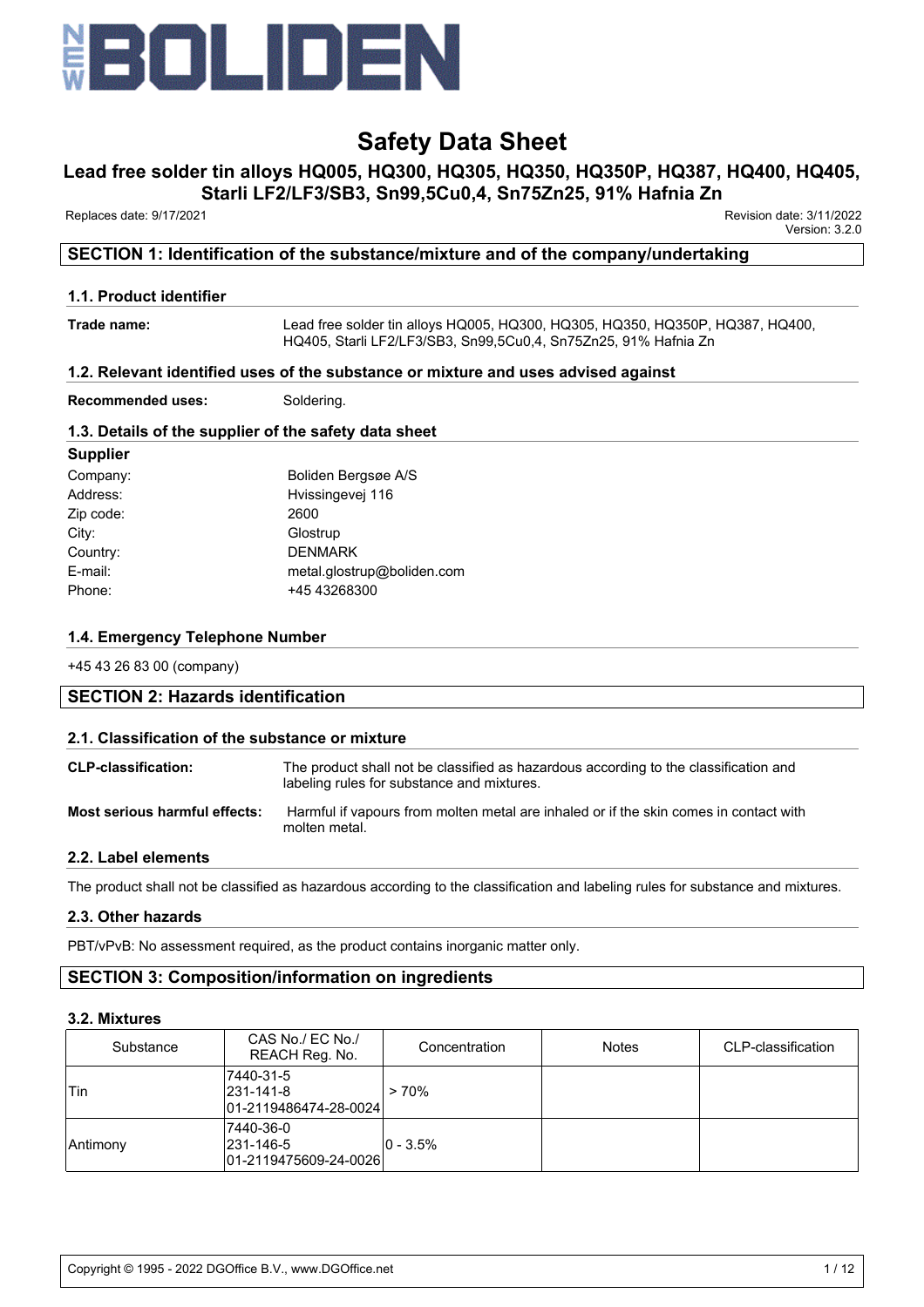# Safety Data Sheet

## Lead free solder tin alloys HQ005, HQ300, HQ305, HQ350, HQ350P, HQ387, HQ400, HQ405, Starli LF2/LF3/SB3, Sn99,5Cu0,4, Sn75Zn25, 91% Hafnia Zn

Replaces date: 9/17/2021

Revision date: 3/11/2022
Version: 3.2.0

## SECTION 1: Identification of the substance/mixture and of the company/undertaking

### 1.1. Product identifier

**Trade name:** Lead free solder tin alloys HQ005, HQ300, HQ305, HQ350, HQ350P, HQ387, HQ400, HQ405, Starli LF2/LF3/SB3, Sn99,5Cu0,4, Sn75Zn25, 91% Hafnia Zn

### 1.2. Relevant identified uses of the substance or mixture and uses advised against

**Recommended uses:** Soldering.

### 1.3. Details of the supplier of the safety data sheet

**Supplier**

Company: Boliden Bergsøe A/S
Address: Hvissingevej 116
Zip code: 2600
City: Glostrup
Country: DENMARK
E-mail: metal.glostrup@boliden.com
Phone: +45 43268300

### 1.4. Emergency Telephone Number

+45 43 26 83 00 (company)

## SECTION 2: Hazards identification

### 2.1. Classification of the substance or mixture

**CLP-classification:** The product shall not be classified as hazardous according to the classification and labeling rules for substance and mixtures.

**Most serious harmful effects:** Harmful if vapours from molten metal are inhaled or if the skin comes in contact with molten metal.

### 2.2. Label elements

The product shall not be classified as hazardous according to the classification and labeling rules for substance and mixtures.

### 2.3. Other hazards

PBT/vPvB: No assessment required, as the product contains inorganic matter only.

## SECTION 3: Composition/information on ingredients

### 3.2. Mixtures

| Substance | CAS No./ EC No./ REACH Reg. No. | Concentration | Notes | CLP-classification |
|---|---|---|---|---|
| Tin | 7440-31-5<br>231-141-8<br>01-2119486474-28-0024 | > 70% | | |
| Antimony | 7440-36-0<br>231-146-5<br>01-2119475609-24-0026 | 0 - 3.5% | | |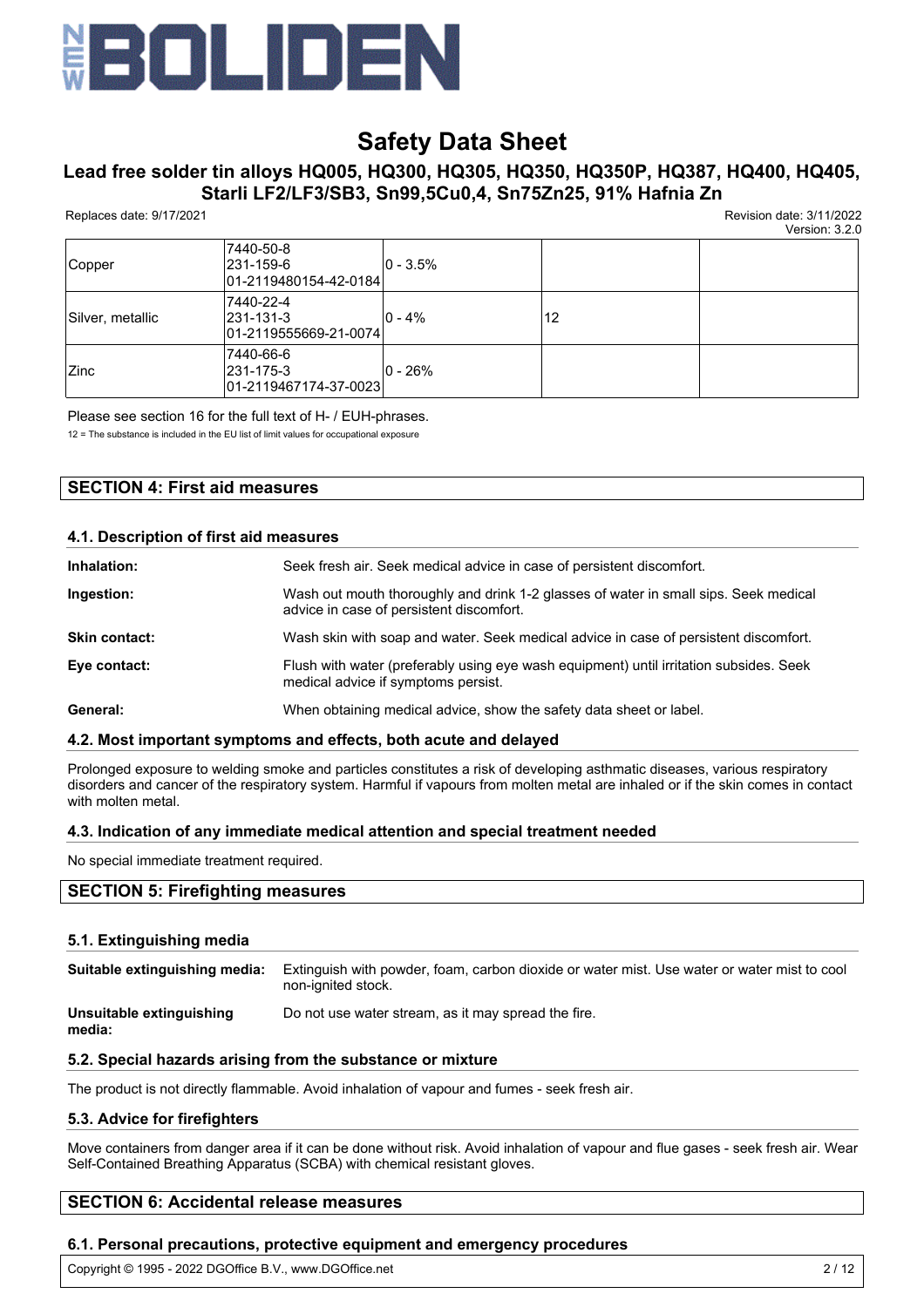| | | | | |
|---|---|---|---|---|
| Copper | 7440-50-8<br>231-159-6<br>01-2119480154-42-0184 | 0 - 3.5% | | |
| Silver, metallic | 7440-22-4<br>231-131-3<br>01-2119555669-21-0074 | 0 - 4% | 12 | |
| Zinc | 7440-66-6<br>231-175-3<br>01-2119467174-37-0023 | 0 - 26% | | |

Please see section 16 for the full text of H- / EUH-phrases.

12 = The substance is included in the EU list of limit values for occupational exposure

## SECTION 4: First aid measures

### 4.1. Description of first aid measures

**Inhalation:** Seek fresh air. Seek medical advice in case of persistent discomfort.

**Ingestion:** Wash out mouth thoroughly and drink 1-2 glasses of water in small sips. Seek medical advice in case of persistent discomfort.

**Skin contact:** Wash skin with soap and water. Seek medical advice in case of persistent discomfort.

**Eye contact:** Flush with water (preferably using eye wash equipment) until irritation subsides. Seek medical advice if symptoms persist.

**General:** When obtaining medical advice, show the safety data sheet or label.

### 4.2. Most important symptoms and effects, both acute and delayed

Prolonged exposure to welding smoke and particles constitutes a risk of developing asthmatic diseases, various respiratory disorders and cancer of the respiratory system. Harmful if vapours from molten metal are inhaled or if the skin comes in contact with molten metal.

### 4.3. Indication of any immediate medical attention and special treatment needed

No special immediate treatment required.

## SECTION 5: Firefighting measures

### 5.1. Extinguishing media

**Suitable extinguishing media:** Extinguish with powder, foam, carbon dioxide or water mist. Use water or water mist to cool non-ignited stock.

**Unsuitable extinguishing media:** Do not use water stream, as it may spread the fire.

### 5.2. Special hazards arising from the substance or mixture

The product is not directly flammable. Avoid inhalation of vapour and fumes - seek fresh air.

### 5.3. Advice for firefighters

Move containers from danger area if it can be done without risk. Avoid inhalation of vapour and flue gases - seek fresh air. Wear Self-Contained Breathing Apparatus (SCBA) with chemical resistant gloves.

## SECTION 6: Accidental release measures

### 6.1. Personal precautions, protective equipment and emergency procedures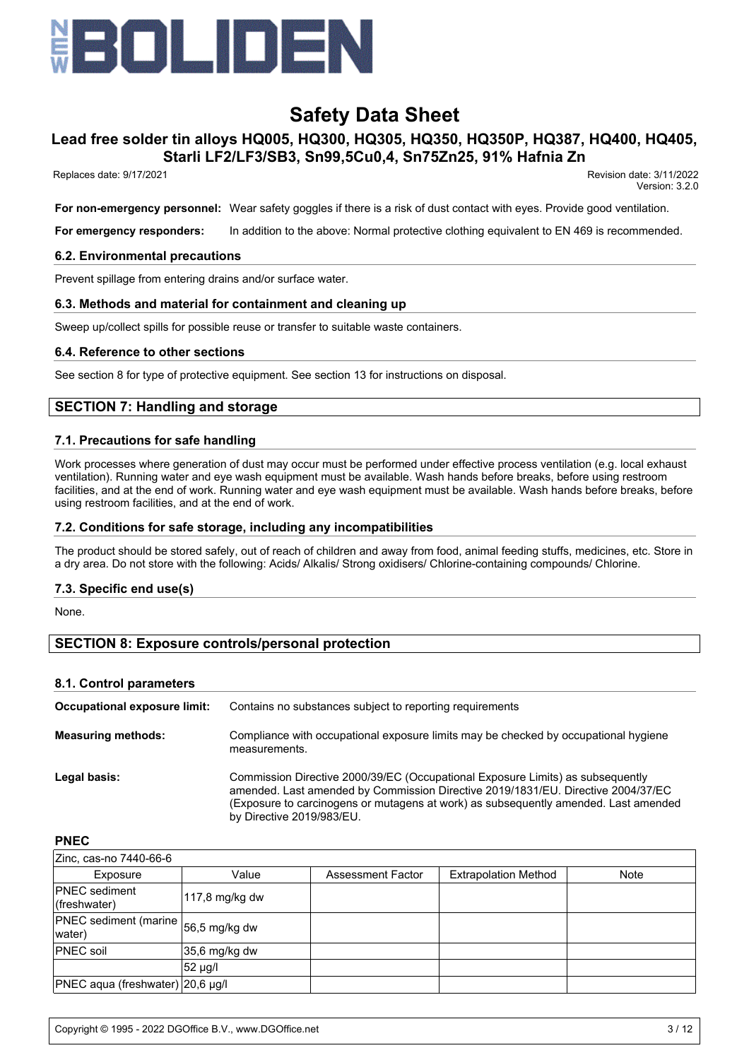**For non-emergency personnel:** Wear safety goggles if there is a risk of dust contact with eyes. Provide good ventilation.

**For emergency responders:** In addition to the above: Normal protective clothing equivalent to EN 469 is recommended.

### 6.2. Environmental precautions

Prevent spillage from entering drains and/or surface water.

### 6.3. Methods and material for containment and cleaning up

Sweep up/collect spills for possible reuse or transfer to suitable waste containers.

### 6.4. Reference to other sections

See section 8 for type of protective equipment. See section 13 for instructions on disposal.

## SECTION 7: Handling and storage

### 7.1. Precautions for safe handling

Work processes where generation of dust may occur must be performed under effective process ventilation (e.g. local exhaust ventilation). Running water and eye wash equipment must be available. Wash hands before breaks, before using restroom facilities, and at the end of work. Running water and eye wash equipment must be available. Wash hands before breaks, before using restroom facilities, and at the end of work.

### 7.2. Conditions for safe storage, including any incompatibilities

The product should be stored safely, out of reach of children and away from food, animal feeding stuffs, medicines, etc. Store in a dry area. Do not store with the following: Acids/ Alkalis/ Strong oxidisers/ Chlorine-containing compounds/ Chlorine.

### 7.3. Specific end use(s)

None.

## SECTION 8: Exposure controls/personal protection

### 8.1. Control parameters

**Occupational exposure limit:** Contains no substances subject to reporting requirements

**Measuring methods:** Compliance with occupational exposure limits may be checked by occupational hygiene measurements.

**Legal basis:** Commission Directive 2000/39/EC (Occupational Exposure Limits) as subsequently amended. Last amended by Commission Directive 2019/1831/EU. Directive 2004/37/EC (Exposure to carcinogens or mutagens at work) as subsequently amended. Last amended by Directive 2019/983/EU.

**PNEC**

| Zinc, cas-no 7440-66-6 | | | | |
|---|---|---|---|---|
| Exposure | Value | Assessment Factor | Extrapolation Method | Note |
| PNEC sediment (freshwater) | 117,8 mg/kg dw | | | |
| PNEC sediment (marine water) | 56,5 mg/kg dw | | | |
| PNEC soil | 35,6 mg/kg dw | | | |
| | 52 µg/l | | | |
| PNEC aqua (freshwater) | 20,6 µg/l | | | |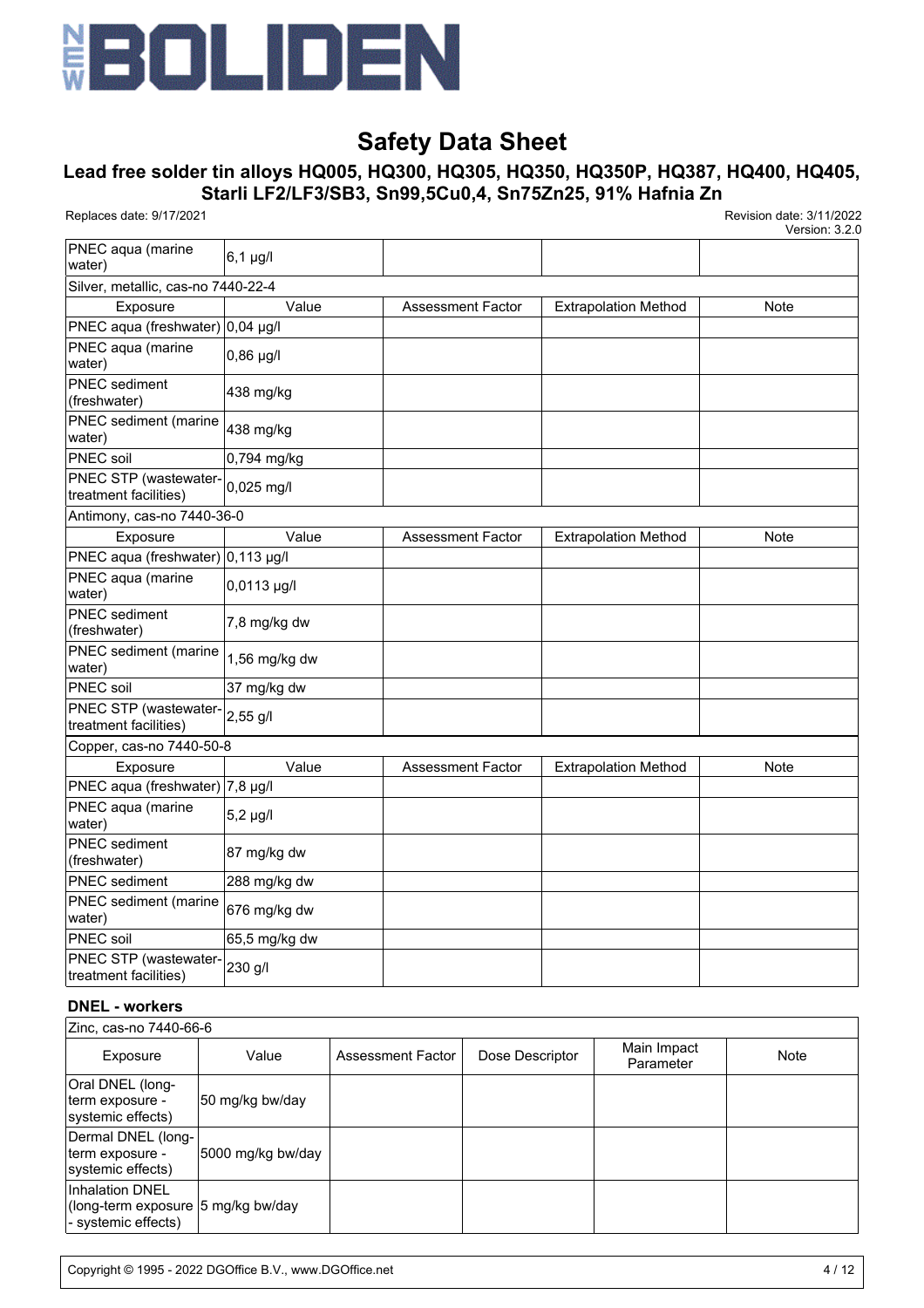| | | | | |
|---|---|---|---|---|
| PNEC aqua (marine water) | 6,1 µg/l | | | |
| Silver, metallic, cas-no 7440-22-4 | | | | |
| Exposure | Value | Assessment Factor | Extrapolation Method | Note |
| PNEC aqua (freshwater) | 0,04 µg/l | | | |
| PNEC aqua (marine water) | 0,86 µg/l | | | |
| PNEC sediment (freshwater) | 438 mg/kg | | | |
| PNEC sediment (marine water) | 438 mg/kg | | | |
| PNEC soil | 0,794 mg/kg | | | |
| PNEC STP (wastewater-treatment facilities) | 0,025 mg/l | | | |
| Antimony, cas-no 7440-36-0 | | | | |
| Exposure | Value | Assessment Factor | Extrapolation Method | Note |
| PNEC aqua (freshwater) | 0,113 µg/l | | | |
| PNEC aqua (marine water) | 0,0113 µg/l | | | |
| PNEC sediment (freshwater) | 7,8 mg/kg dw | | | |
| PNEC sediment (marine water) | 1,56 mg/kg dw | | | |
| PNEC soil | 37 mg/kg dw | | | |
| PNEC STP (wastewater-treatment facilities) | 2,55 g/l | | | |
| Copper, cas-no 7440-50-8 | | | | |
| Exposure | Value | Assessment Factor | Extrapolation Method | Note |
| PNEC aqua (freshwater) | 7,8 µg/l | | | |
| PNEC aqua (marine water) | 5,2 µg/l | | | |
| PNEC sediment (freshwater) | 87 mg/kg dw | | | |
| PNEC sediment | 288 mg/kg dw | | | |
| PNEC sediment (marine water) | 676 mg/kg dw | | | |
| PNEC soil | 65,5 mg/kg dw | | | |
| PNEC STP (wastewater-treatment facilities) | 230 g/l | | | |

**DNEL - workers**

| Zinc, cas-no 7440-66-6 | | | | | |
|---|---|---|---|---|---|
| Exposure | Value | Assessment Factor | Dose Descriptor | Main Impact Parameter | Note |
| Oral DNEL (long-term exposure - systemic effects) | 50 mg/kg bw/day | | | | |
| Dermal DNEL (long-term exposure - systemic effects) | 5000 mg/kg bw/day | | | | |
| Inhalation DNEL (long-term exposure - systemic effects) | 5 mg/kg bw/day | | | | |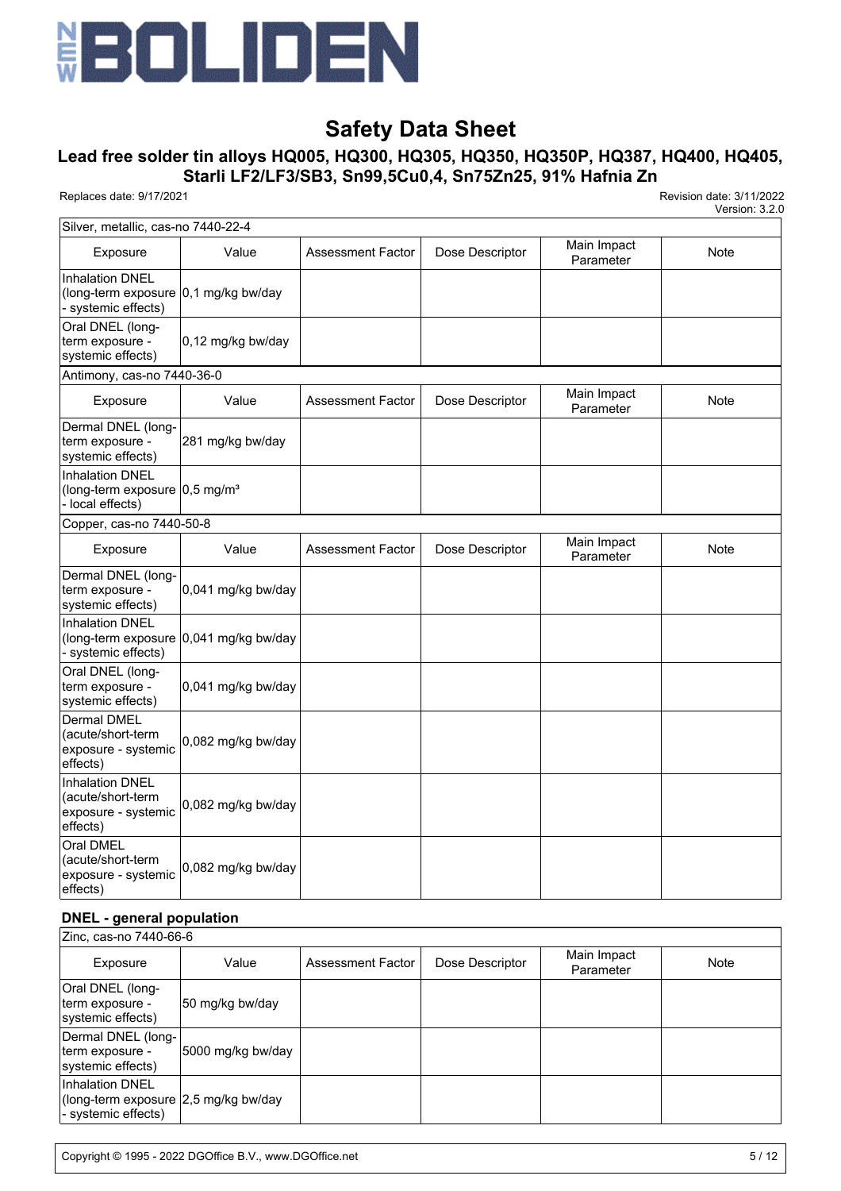| Silver, metallic, cas-no 7440-22-4 | | | | | |
|---|---|---|---|---|---|
| Exposure | Value | Assessment Factor | Dose Descriptor | Main Impact Parameter | Note |
| Inhalation DNEL (long-term exposure - systemic effects) | 0,1 mg/kg bw/day | | | | |
| Oral DNEL (long-term exposure - systemic effects) | 0,12 mg/kg bw/day | | | | |

| Antimony, cas-no 7440-36-0 | | | | | |
|---|---|---|---|---|---|
| Exposure | Value | Assessment Factor | Dose Descriptor | Main Impact Parameter | Note |
| Dermal DNEL (long-term exposure - systemic effects) | 281 mg/kg bw/day | | | | |
| Inhalation DNEL (long-term exposure - local effects) | 0,5 mg/m³ | | | | |

| Copper, cas-no 7440-50-8 | | | | | |
|---|---|---|---|---|---|
| Exposure | Value | Assessment Factor | Dose Descriptor | Main Impact Parameter | Note |
| Dermal DNEL (long-term exposure - systemic effects) | 0,041 mg/kg bw/day | | | | |
| Inhalation DNEL (long-term exposure - systemic effects) | 0,041 mg/kg bw/day | | | | |
| Oral DNEL (long-term exposure - systemic effects) | 0,041 mg/kg bw/day | | | | |
| Dermal DMEL (acute/short-term exposure - systemic effects) | 0,082 mg/kg bw/day | | | | |
| Inhalation DNEL (acute/short-term exposure - systemic effects) | 0,082 mg/kg bw/day | | | | |
| Oral DMEL (acute/short-term exposure - systemic effects) | 0,082 mg/kg bw/day | | | | |

**DNEL - general population**

| Zinc, cas-no 7440-66-6 | | | | | |
|---|---|---|---|---|---|
| Exposure | Value | Assessment Factor | Dose Descriptor | Main Impact Parameter | Note |
| Oral DNEL (long-term exposure - systemic effects) | 50 mg/kg bw/day | | | | |
| Dermal DNEL (long-term exposure - systemic effects) | 5000 mg/kg bw/day | | | | |
| Inhalation DNEL (long-term exposure - systemic effects) | 2,5 mg/kg bw/day | | | | |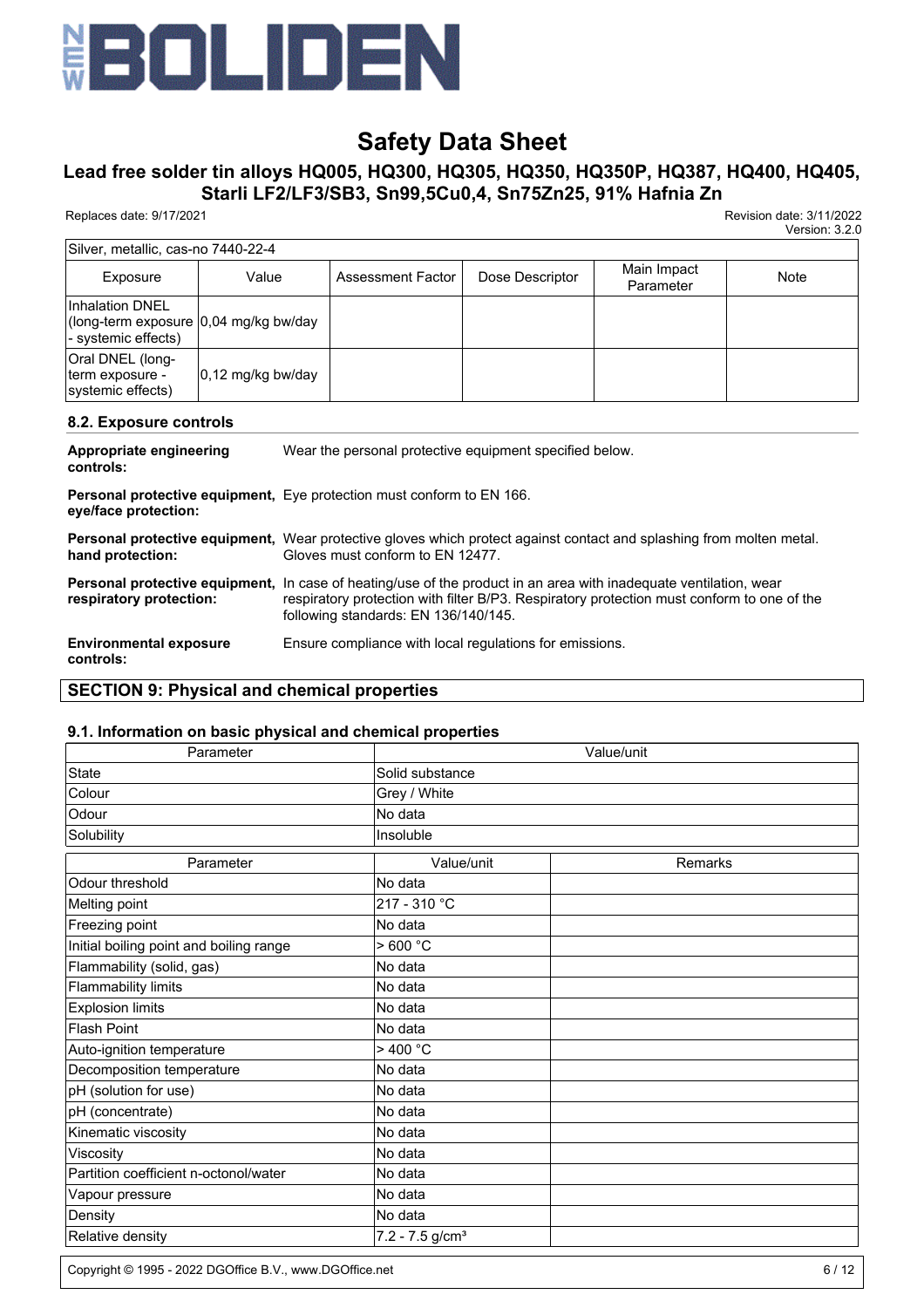| Silver, metallic, cas-no 7440-22-4 | | | | | |
|---|---|---|---|---|---|
| Exposure | Value | Assessment Factor | Dose Descriptor | Main Impact Parameter | Note |
| Inhalation DNEL (long-term exposure - systemic effects) | 0,04 mg/kg bw/day | | | | |
| Oral DNEL (long-term exposure - systemic effects) | 0,12 mg/kg bw/day | | | | |

### 8.2. Exposure controls

**Appropriate engineering controls:** Wear the personal protective equipment specified below.

**Personal protective equipment, eye/face protection:** Eye protection must conform to EN 166.

**Personal protective equipment, hand protection:** Wear protective gloves which protect against contact and splashing from molten metal. Gloves must conform to EN 12477.

**Personal protective equipment, respiratory protection:** In case of heating/use of the product in an area with inadequate ventilation, wear respiratory protection with filter B/P3. Respiratory protection must conform to one of the following standards: EN 136/140/145.

**Environmental exposure controls:** Ensure compliance with local regulations for emissions.

## SECTION 9: Physical and chemical properties

### 9.1. Information on basic physical and chemical properties

| Parameter | Value/unit |
|---|---|
| State | Solid substance |
| Colour | Grey / White |
| Odour | No data |
| Solubility | Insoluble |

| Parameter | Value/unit | Remarks |
|---|---|---|
| Odour threshold | No data | |
| Melting point | 217 - 310 °C | |
| Freezing point | No data | |
| Initial boiling point and boiling range | > 600 °C | |
| Flammability (solid, gas) | No data | |
| Flammability limits | No data | |
| Explosion limits | No data | |
| Flash Point | No data | |
| Auto-ignition temperature | > 400 °C | |
| Decomposition temperature | No data | |
| pH (solution for use) | No data | |
| pH (concentrate) | No data | |
| Kinematic viscosity | No data | |
| Viscosity | No data | |
| Partition coefficient n-octonol/water | No data | |
| Vapour pressure | No data | |
| Density | No data | |
| Relative density | 7.2 - 7.5 g/cm³ | |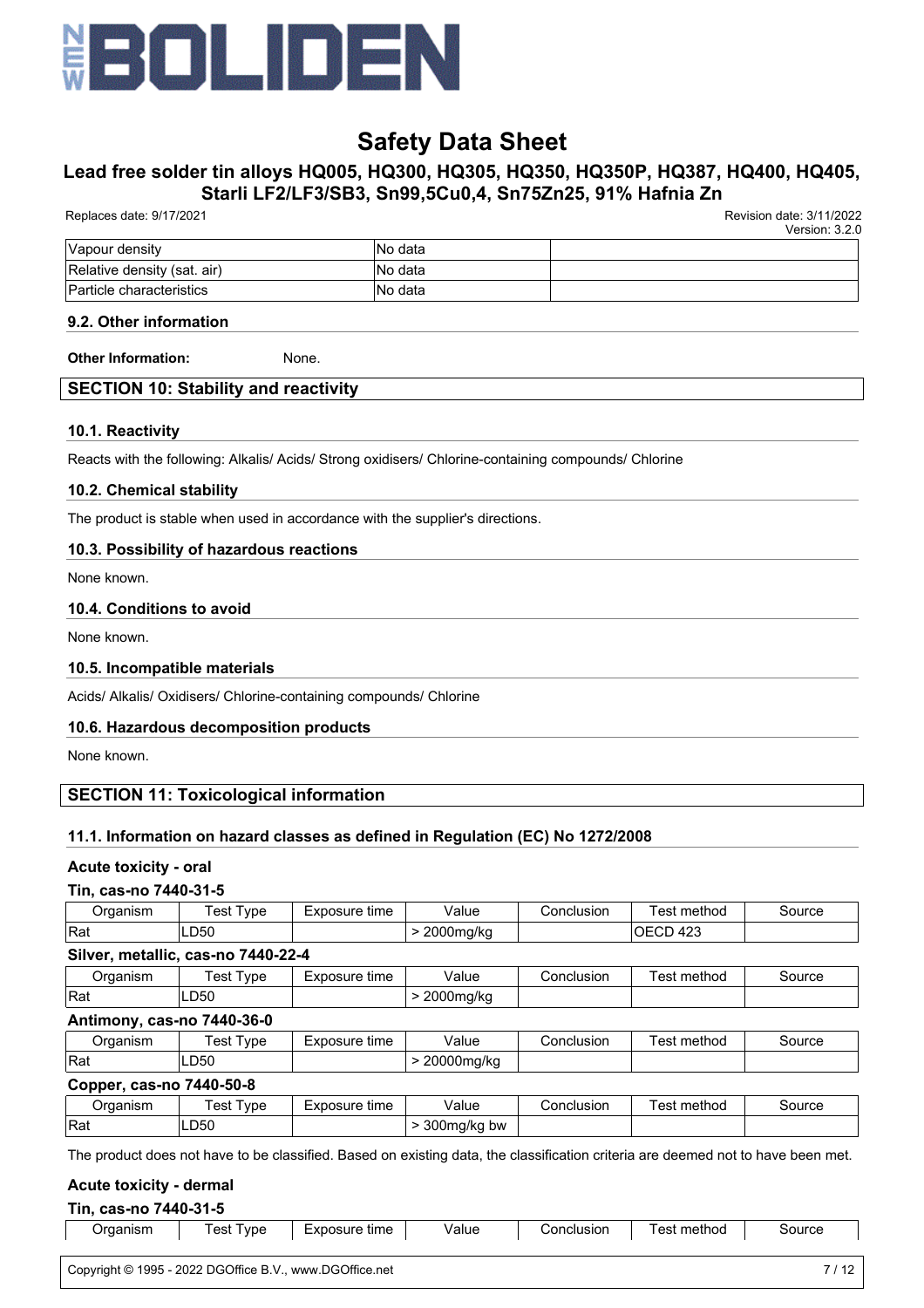| Vapour density | No data | |
|---|---|---|
| Relative density (sat. air) | No data | |
| Particle characteristics | No data | |

### 9.2. Other information

**Other Information:** None.

## SECTION 10: Stability and reactivity

### 10.1. Reactivity

Reacts with the following: Alkalis/ Acids/ Strong oxidisers/ Chlorine-containing compounds/ Chlorine

### 10.2. Chemical stability

The product is stable when used in accordance with the supplier's directions.

### 10.3. Possibility of hazardous reactions

None known.

### 10.4. Conditions to avoid

None known.

### 10.5. Incompatible materials

Acids/ Alkalis/ Oxidisers/ Chlorine-containing compounds/ Chlorine

### 10.6. Hazardous decomposition products

None known.

## SECTION 11: Toxicological information

### 11.1. Information on hazard classes as defined in Regulation (EC) No 1272/2008

**Acute toxicity - oral**

**Tin, cas-no 7440-31-5**

| Organism | Test Type | Exposure time | Value | Conclusion | Test method | Source |
|---|---|---|---|---|---|---|
| Rat | LD50 | | > 2000mg/kg | | OECD 423 | |

**Silver, metallic, cas-no 7440-22-4**

| Organism | Test Type | Exposure time | Value | Conclusion | Test method | Source |
|---|---|---|---|---|---|---|
| Rat | LD50 | | > 2000mg/kg | | | |

**Antimony, cas-no 7440-36-0**

| Organism | Test Type | Exposure time | Value | Conclusion | Test method | Source |
|---|---|---|---|---|---|---|
| Rat | LD50 | | > 20000mg/kg | | | |

**Copper, cas-no 7440-50-8**

| Organism | Test Type | Exposure time | Value | Conclusion | Test method | Source |
|---|---|---|---|---|---|---|
| Rat | LD50 | | > 300mg/kg bw | | | |

The product does not have to be classified. Based on existing data, the classification criteria are deemed not to have been met.

**Acute toxicity - dermal**

**Tin, cas-no 7440-31-5**

| Organism | Test Type | Exposure time | Value | Conclusion | Test method | Source |
|---|---|---|---|---|---|---|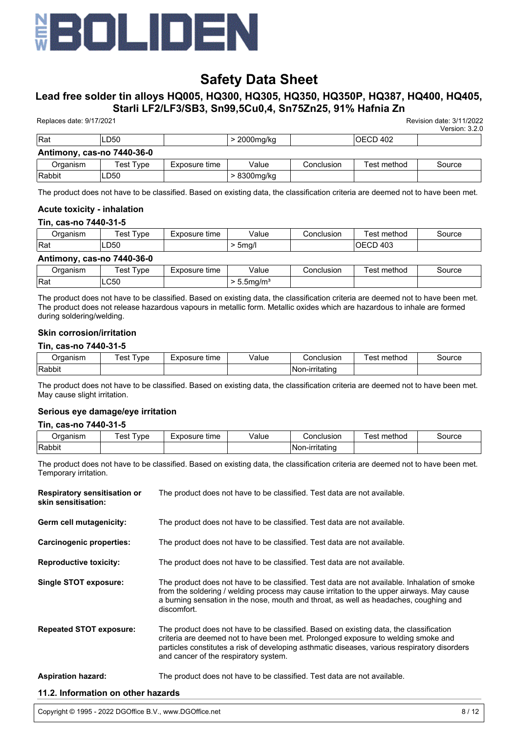| Rat | LD50 | | > 2000mg/kg | | OECD 402 | |
|---|---|---|---|---|---|---|

**Antimony, cas-no 7440-36-0**

| Organism | Test Type | Exposure time | Value | Conclusion | Test method | Source |
|---|---|---|---|---|---|---|
| Rabbit | LD50 | | > 8300mg/kg | | | |

The product does not have to be classified. Based on existing data, the classification criteria are deemed not to have been met.

### Acute toxicity - inhalation

**Tin, cas-no 7440-31-5**

| Organism | Test Type | Exposure time | Value | Conclusion | Test method | Source |
|---|---|---|---|---|---|---|
| Rat | LD50 | | > 5mg/l | | OECD 403 | |

**Antimony, cas-no 7440-36-0**

| Organism | Test Type | Exposure time | Value | Conclusion | Test method | Source |
|---|---|---|---|---|---|---|
| Rat | LC50 | | > 5.5mg/m³ | | | |

The product does not have to be classified. Based on existing data, the classification criteria are deemed not to have been met. The product does not release hazardous vapours in metallic form. Metallic oxides which are hazardous to inhale are formed during soldering/welding.

### Skin corrosion/irritation

**Tin, cas-no 7440-31-5**

| Organism | Test Type | Exposure time | Value | Conclusion | Test method | Source |
|---|---|---|---|---|---|---|
| Rabbit | | | | Non-irritating | | |

The product does not have to be classified. Based on existing data, the classification criteria are deemed not to have been met. May cause slight irritation.

### Serious eye damage/eye irritation

**Tin, cas-no 7440-31-5**

| Organism | Test Type | Exposure time | Value | Conclusion | Test method | Source |
|---|---|---|---|---|---|---|
| Rabbit | | | | Non-irritating | | |

The product does not have to be classified. Based on existing data, the classification criteria are deemed not to have been met. Temporary irritation.

**Respiratory sensitisation or skin sensitisation:** The product does not have to be classified. Test data are not available.

**Germ cell mutagenicity:** The product does not have to be classified. Test data are not available.

**Carcinogenic properties:** The product does not have to be classified. Test data are not available.

**Reproductive toxicity:** The product does not have to be classified. Test data are not available.

**Single STOT exposure:** The product does not have to be classified. Test data are not available. Inhalation of smoke from the soldering / welding process may cause irritation to the upper airways. May cause a burning sensation in the nose, mouth and throat, as well as headaches, coughing and discomfort.

**Repeated STOT exposure:** The product does not have to be classified. Based on existing data, the classification criteria are deemed not to have been met. Prolonged exposure to welding smoke and particles constitutes a risk of developing asthmatic diseases, various respiratory disorders and cancer of the respiratory system.

**Aspiration hazard:** The product does not have to be classified. Test data are not available.

### 11.2. Information on other hazards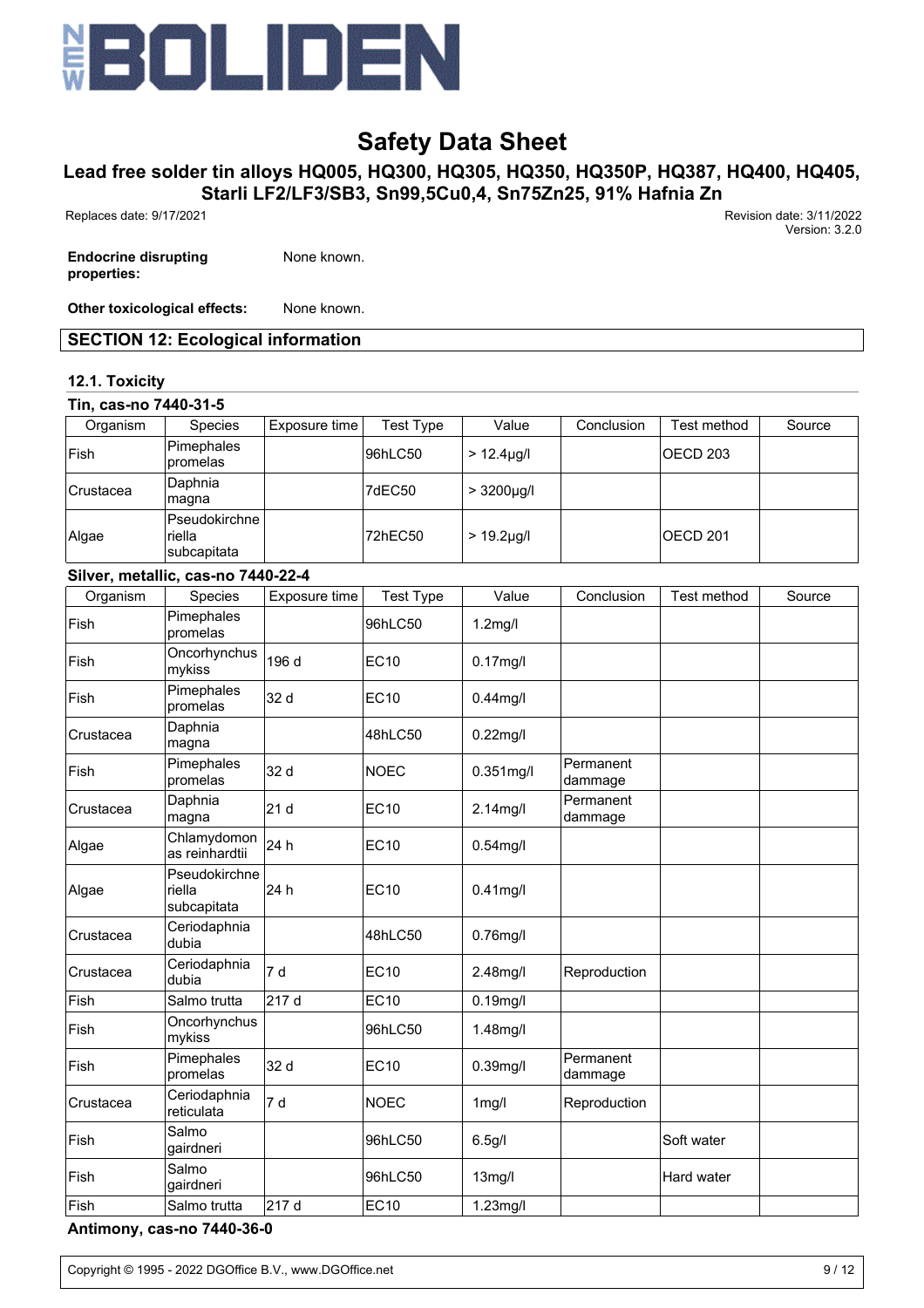**Endocrine disrupting properties:** None known.

**Other toxicological effects:** None known.

## SECTION 12: Ecological information

### 12.1. Toxicity

**Tin, cas-no 7440-31-5**

| Organism | Species | Exposure time | Test Type | Value | Conclusion | Test method | Source |
|---|---|---|---|---|---|---|---|
| Fish | Pimephales promelas | | 96hLC50 | > 12.4µg/l | | OECD 203 | |
| Crustacea | Daphnia magna | | 7dEC50 | > 3200µg/l | | | |
| Algae | Pseudokirchneriella subcapitata | | 72hEC50 | > 19.2µg/l | | OECD 201 | |

**Silver, metallic, cas-no 7440-22-4**

| Organism | Species | Exposure time | Test Type | Value | Conclusion | Test method | Source |
|---|---|---|---|---|---|---|---|
| Fish | Pimephales promelas | | 96hLC50 | 1.2mg/l | | | |
| Fish | Oncorhynchus mykiss | 196 d | EC10 | 0.17mg/l | | | |
| Fish | Pimephales promelas | 32 d | EC10 | 0.44mg/l | | | |
| Crustacea | Daphnia magna | | 48hLC50 | 0.22mg/l | | | |
| Fish | Pimephales promelas | 32 d | NOEC | 0.351mg/l | Permanent dammage | | |
| Crustacea | Daphnia magna | 21 d | EC10 | 2.14mg/l | Permanent dammage | | |
| Algae | Chlamydomonas reinhardtii | 24 h | EC10 | 0.54mg/l | | | |
| Algae | Pseudokirchneriella subcapitata | 24 h | EC10 | 0.41mg/l | | | |
| Crustacea | Ceriodaphnia dubia | | 48hLC50 | 0.76mg/l | | | |
| Crustacea | Ceriodaphnia dubia | 7 d | EC10 | 2.48mg/l | Reproduction | | |
| Fish | Salmo trutta | 217 d | EC10 | 0.19mg/l | | | |
| Fish | Oncorhynchus mykiss | | 96hLC50 | 1.48mg/l | | | |
| Fish | Pimephales promelas | 32 d | EC10 | 0.39mg/l | Permanent dammage | | |
| Crustacea | Ceriodaphnia reticulata | 7 d | NOEC | 1mg/l | Reproduction | | |
| Fish | Salmo gairdneri | | 96hLC50 | 6.5g/l | | Soft water | |
| Fish | Salmo gairdneri | | 96hLC50 | 13mg/l | | Hard water | |
| Fish | Salmo trutta | 217 d | EC10 | 1.23mg/l | | | |

**Antimony, cas-no 7440-36-0**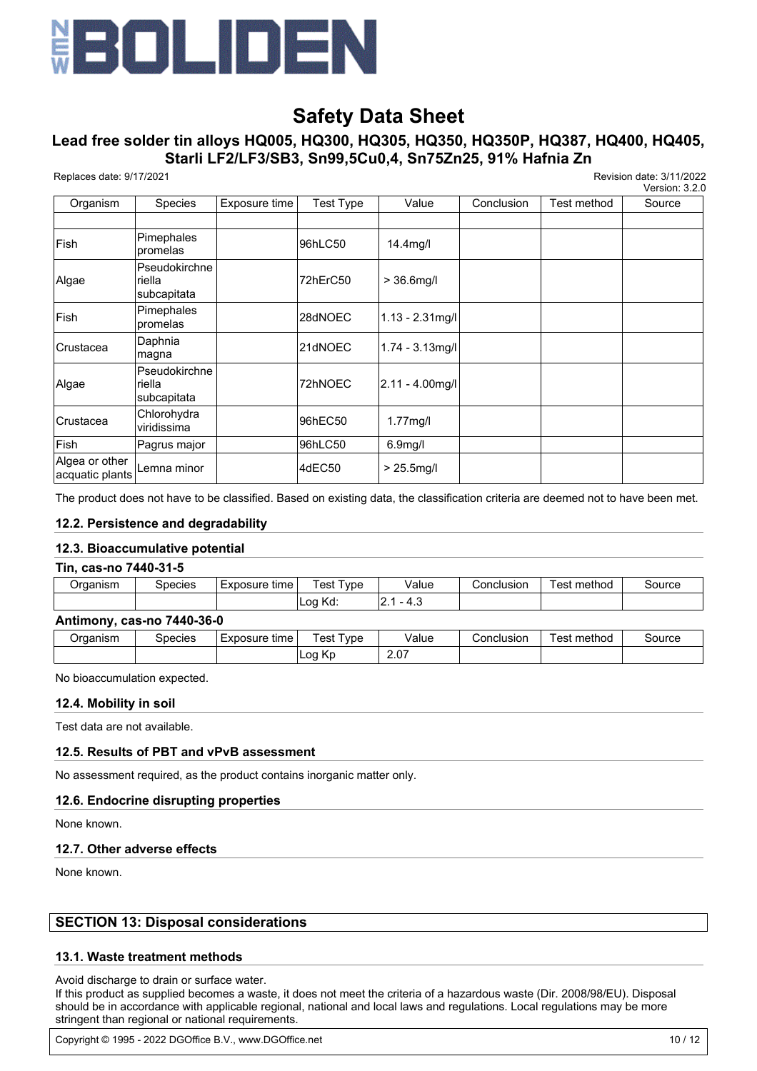| Organism | Species | Exposure time | Test Type | Value | Conclusion | Test method | Source |
|---|---|---|---|---|---|---|---|
| | | | | | | | |
| Fish | Pimephales promelas | | 96hLC50 | 14.4mg/l | | | |
| Algae | Pseudokirchneriella subcapitata | | 72hErC50 | > 36.6mg/l | | | |
| Fish | Pimephales promelas | | 28dNOEC | 1.13 - 2.31mg/l | | | |
| Crustacea | Daphnia magna | | 21dNOEC | 1.74 - 3.13mg/l | | | |
| Algae | Pseudokirchneriella subcapitata | | 72hNOEC | 2.11 - 4.00mg/l | | | |
| Crustacea | Chlorohydra viridissima | | 96hEC50 | 1.77mg/l | | | |
| Fish | Pagrus major | | 96hLC50 | 6.9mg/l | | | |
| Algea or other acquatic plants | Lemna minor | | 4dEC50 | > 25.5mg/l | | | |

The product does not have to be classified. Based on existing data, the classification criteria are deemed not to have been met.

### 12.2. Persistence and degradability

### 12.3. Bioaccumulative potential

**Tin, cas-no 7440-31-5**

| Organism | Species | Exposure time | Test Type | Value | Conclusion | Test method | Source |
|---|---|---|---|---|---|---|---|
| | | | Log Kd: | 2.1 - 4.3 | | | |

**Antimony, cas-no 7440-36-0**

| Organism | Species | Exposure time | Test Type | Value | Conclusion | Test method | Source |
|---|---|---|---|---|---|---|---|
| | | | Log Kp | 2.07 | | | |

No bioaccumulation expected.

### 12.4. Mobility in soil

Test data are not available.

### 12.5. Results of PBT and vPvB assessment

No assessment required, as the product contains inorganic matter only.

### 12.6. Endocrine disrupting properties

None known.

### 12.7. Other adverse effects

None known.

## SECTION 13: Disposal considerations

### 13.1. Waste treatment methods

Avoid discharge to drain or surface water.
If this product as supplied becomes a waste, it does not meet the criteria of a hazardous waste (Dir. 2008/98/EU). Disposal should be in accordance with applicable regional, national and local laws and regulations. Local regulations may be more stringent than regional or national requirements.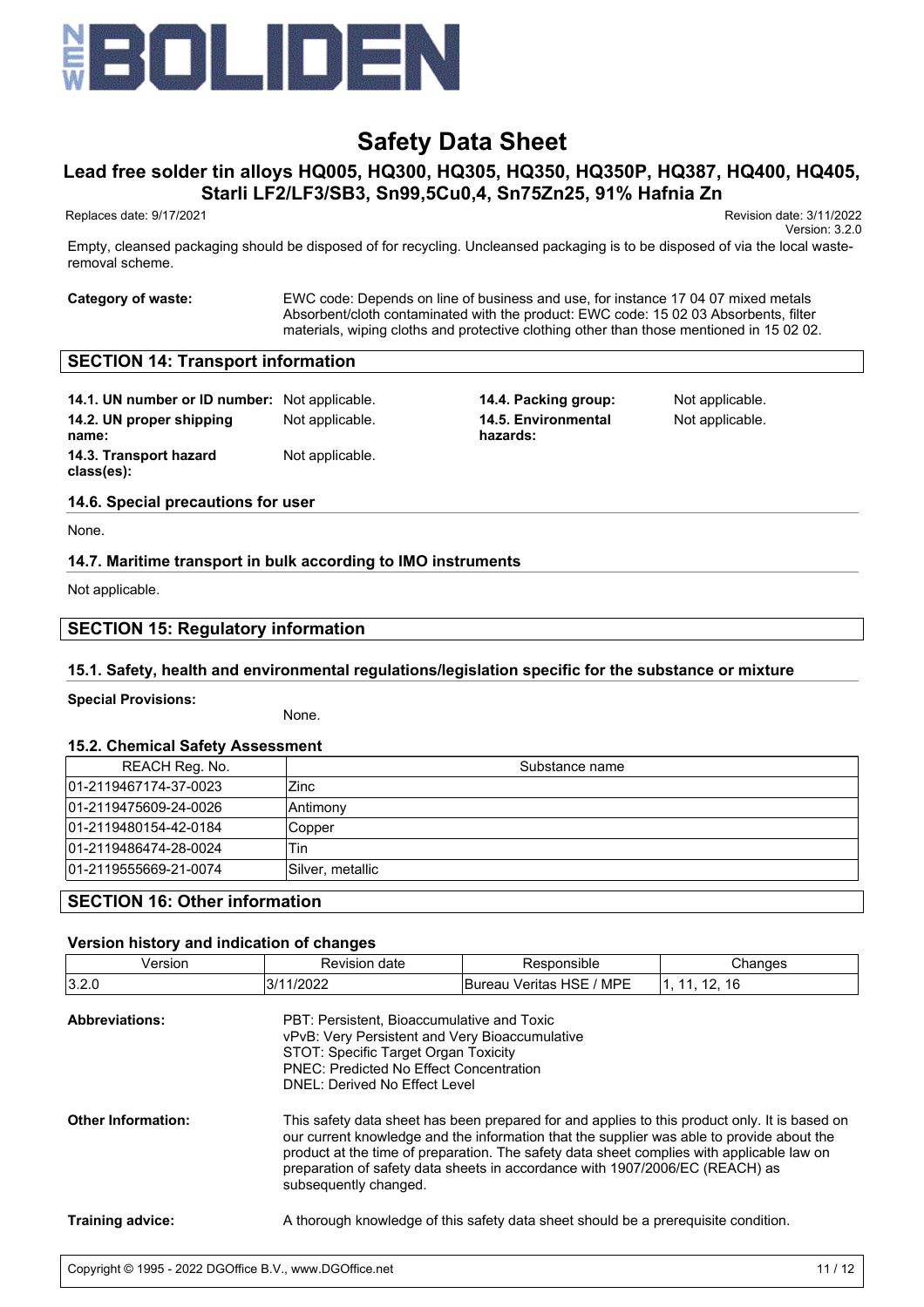Empty, cleansed packaging should be disposed of for recycling. Uncleansed packaging is to be disposed of via the local waste-removal scheme.

**Category of waste:** EWC code: Depends on line of business and use, for instance 17 04 07 mixed metals
Absorbent/cloth contaminated with the product: EWC code: 15 02 03 Absorbents, filter materials, wiping cloths and protective clothing other than those mentioned in 15 02 02.

## SECTION 14: Transport information

**14.1. UN number or ID number:** Not applicable.

**14.2. UN proper shipping name:** Not applicable.

**14.3. Transport hazard class(es):** Not applicable.

**14.4. Packing group:** Not applicable.

**14.5. Environmental hazards:** Not applicable.

### 14.6. Special precautions for user

None.

### 14.7. Maritime transport in bulk according to IMO instruments

Not applicable.

## SECTION 15: Regulatory information

### 15.1. Safety, health and environmental regulations/legislation specific for the substance or mixture

**Special Provisions:** None.

### 15.2. Chemical Safety Assessment

| REACH Reg. No. | Substance name |
|---|---|
| 01-2119467174-37-0023 | Zinc |
| 01-2119475609-24-0026 | Antimony |
| 01-2119480154-42-0184 | Copper |
| 01-2119486474-28-0024 | Tin |
| 01-2119555669-21-0074 | Silver, metallic |

## SECTION 16: Other information

### Version history and indication of changes

| Version | Revision date | Responsible | Changes |
|---|---|---|---|
| 3.2.0 | 3/11/2022 | Bureau Veritas HSE / MPE | 1, 11, 12, 16 |

**Abbreviations:**
PBT: Persistent, Bioaccumulative and Toxic
vPvB: Very Persistent and Very Bioaccumulative
STOT: Specific Target Organ Toxicity
PNEC: Predicted No Effect Concentration
DNEL: Derived No Effect Level

**Other Information:** This safety data sheet has been prepared for and applies to this product only. It is based on our current knowledge and the information that the supplier was able to provide about the product at the time of preparation. The safety data sheet complies with applicable law on preparation of safety data sheets in accordance with 1907/2006/EC (REACH) as subsequently changed.

**Training advice:** A thorough knowledge of this safety data sheet should be a prerequisite condition.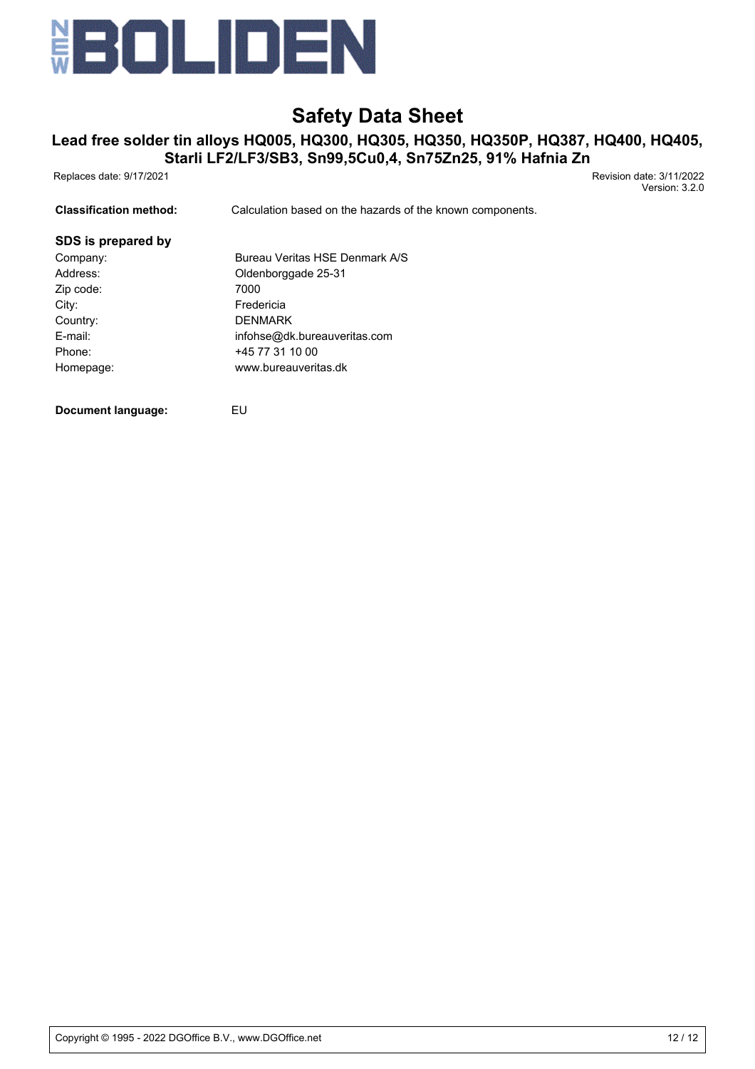**Classification method:** Calculation based on the hazards of the known components.

**SDS is prepared by**

| | |
|---|---|
| Company: | Bureau Veritas HSE Denmark A/S |
| Address: | Oldenborggade 25-31 |
| Zip code: | 7000 |
| City: | Fredericia |
| Country: | DENMARK |
| E-mail: | infohse@dk.bureauveritas.com |
| Phone: | +45 77 31 10 00 |
| Homepage: | www.bureauveritas.dk |

**Document language:** EU